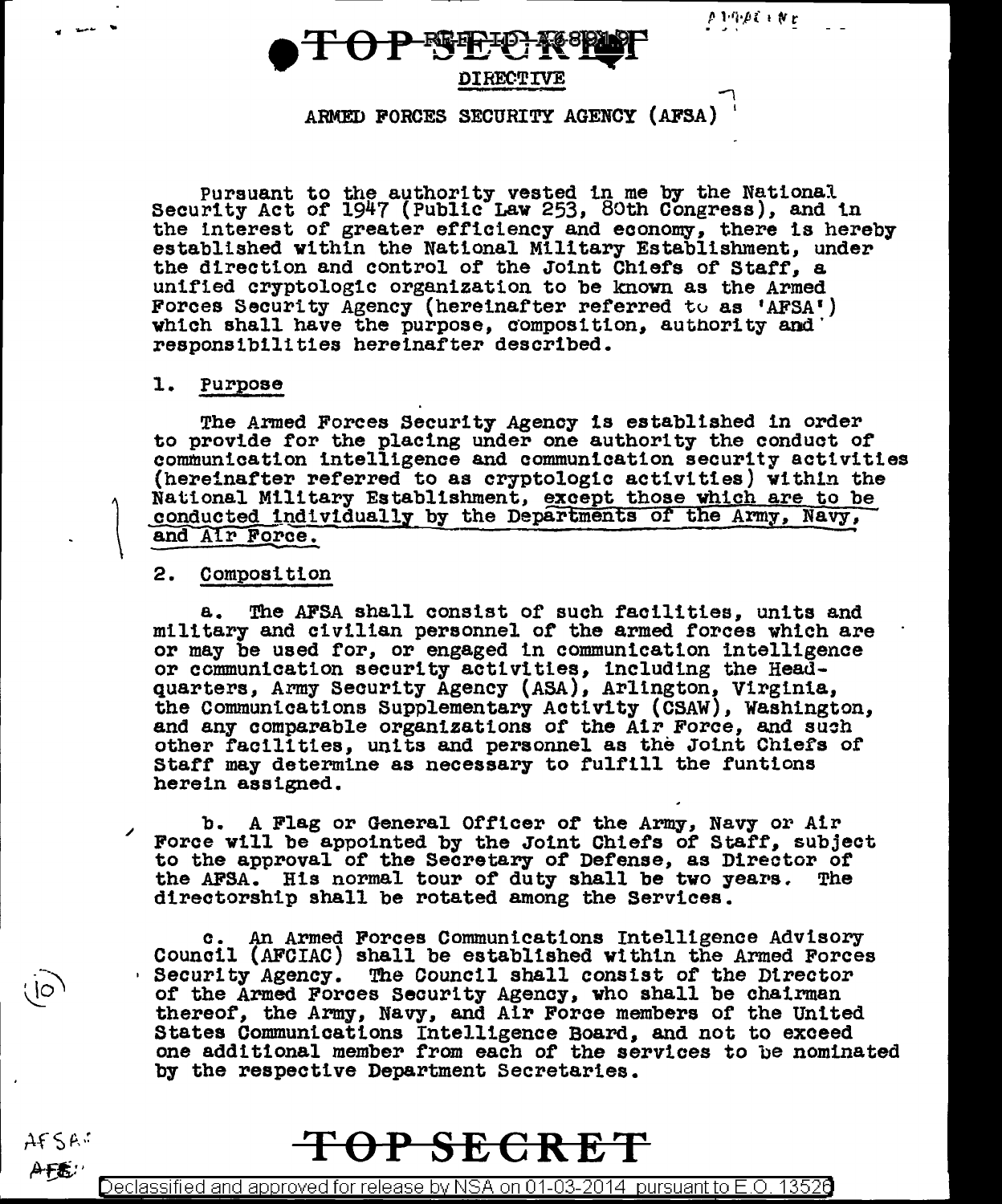TOP SECRET

DIRECTIVE

ARMED FORCES SECURITY AGENCY (AFSA)

Pursuant to the authority vested in me by the National Security Act of 1947 (Public Law 253, 80th Congress), and in the interest of greater efficiency and economy, there is hereby established within the National Military Establishment, under the direction and control of the Joint Chiefs of Staff, a unified cryptologic organization to be known as the Armed Forces Security Agency (hereinafter referred to as 'AFSA') which shall have the purpose, composition, authority and responsibilities hereinafter described.

## 1. Purpose

The Armed Forces Security Agency is established in order to provide for the placing under one authority the conduct of communication intelligence and communication security activities (hereinafter referred to as cryptologic activities) within the National Military Establishment, except those which are to be conducted individually by the Departments of the Army, Navy, and Air Force.

## 2. Composition

a. The AFSA shall consist of such facilities, units and military and civilian personnel of the armed forces which are or may be used for, or engaged in communication intelligence or communication security activities, including the Headquarters, Army Security Agency (ASA), Arlington, Virginia, the Communications Supplementary Activity (CSAW), Washington, and any comparable organizations of the Air Force, and such other facilities, units and personnel as the Joint Chiefs of Staff may determine as necessary to fulfill the funtions herein assigned.

b. A Flag or General Officer of the Army, Navy or Air Force will be appointed by the Joint Chiefs of Staff, subject to the approval of the Secretary of Defense, as Director of the AFSA. His normal tour of duty shall be two years. The directorship shall be rotated among the Services.

c. An Armed Forces Communications Intelligence Advisory Council (AFCIAC) shall be established within the Armed Forces Security Agency. The Council shall consist of the Director of the Armed Forces Security Agency, who shall be chairman thereof, the Army, Navy, and Air Force members of the United States Communications Intelligence Board, and not to exceed one additional member from each of the services to be nominated by the respective Department Secretaries.

TOP SECRET

Declassified and approved for release by NSA on 01-03-2014 pursuant to E.O. 13526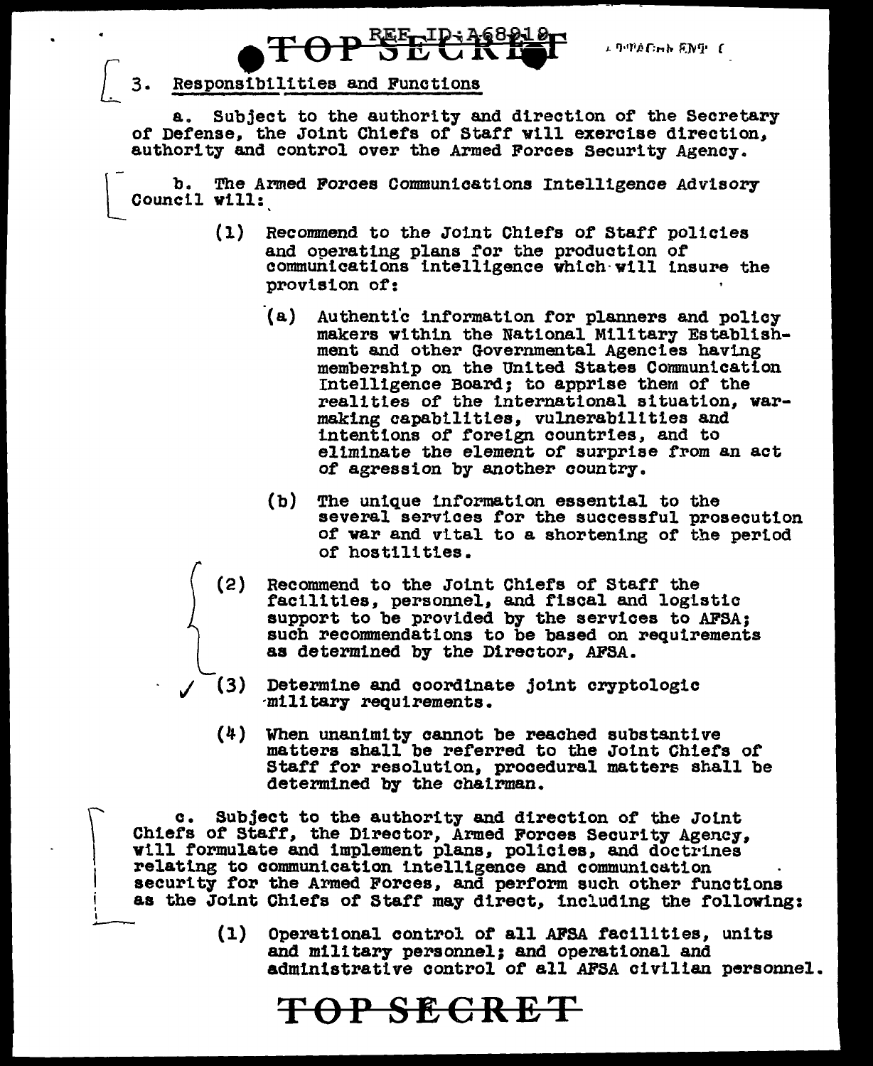3. Responsibilities and Functions

a. Subject to the authority and direction of the Secretary of Defense, the Joint Chiefs of Staff will exercise direction, authority and control over the Armed Forces Security Agency.

b. The Armed Forces Communications Intelligence Advisory Council will:

(1) Recommend to the Joint Chiefs of Staff policies and operating plans for the production of communications intelligence which will insure the provision of:

(a) Authentic information for planners and policy makers within the National Military Establishment and other Governmental Agencies having membership on the United States Communication Intelligence Board; to apprise them of the realities of the international situation, war-making capabilities, vulnerabilities and intentions of foreign countries, and to eliminate the element of surprise from an act of agression by another country.

(b) The unique information essential to the several services for the successful prosecution of war and vital to a shortening of the period of hostilities.

(2) Recommend to the Joint Chiefs of Staff the facilities, personnel, and fiscal and logistic support to be provided by the services to AFSA; such recommendations to be based on requirements as determined by the Director, AFSA.

(3) Determine and coordinate joint cryptologic military requirements.

(4) When unanimity cannot be reached substantive matters shall be referred to the Joint Chiefs of Staff for resolution, procedural matters shall be determined by the chairman.

c. Subject to the authority and direction of the Joint Chiefs of Staff, the Director, Armed Forces Security Agency, will formulate and implement plans, policies, and doctrines relating to communication intelligence and communication security for the Armed Forces, and perform such other functions as the Joint Chiefs of Staff may direct, including the following:

(1) Operational control of all AFSA facilities, units and military personnel; and operational and administrative control of all AFSA civilian personnel.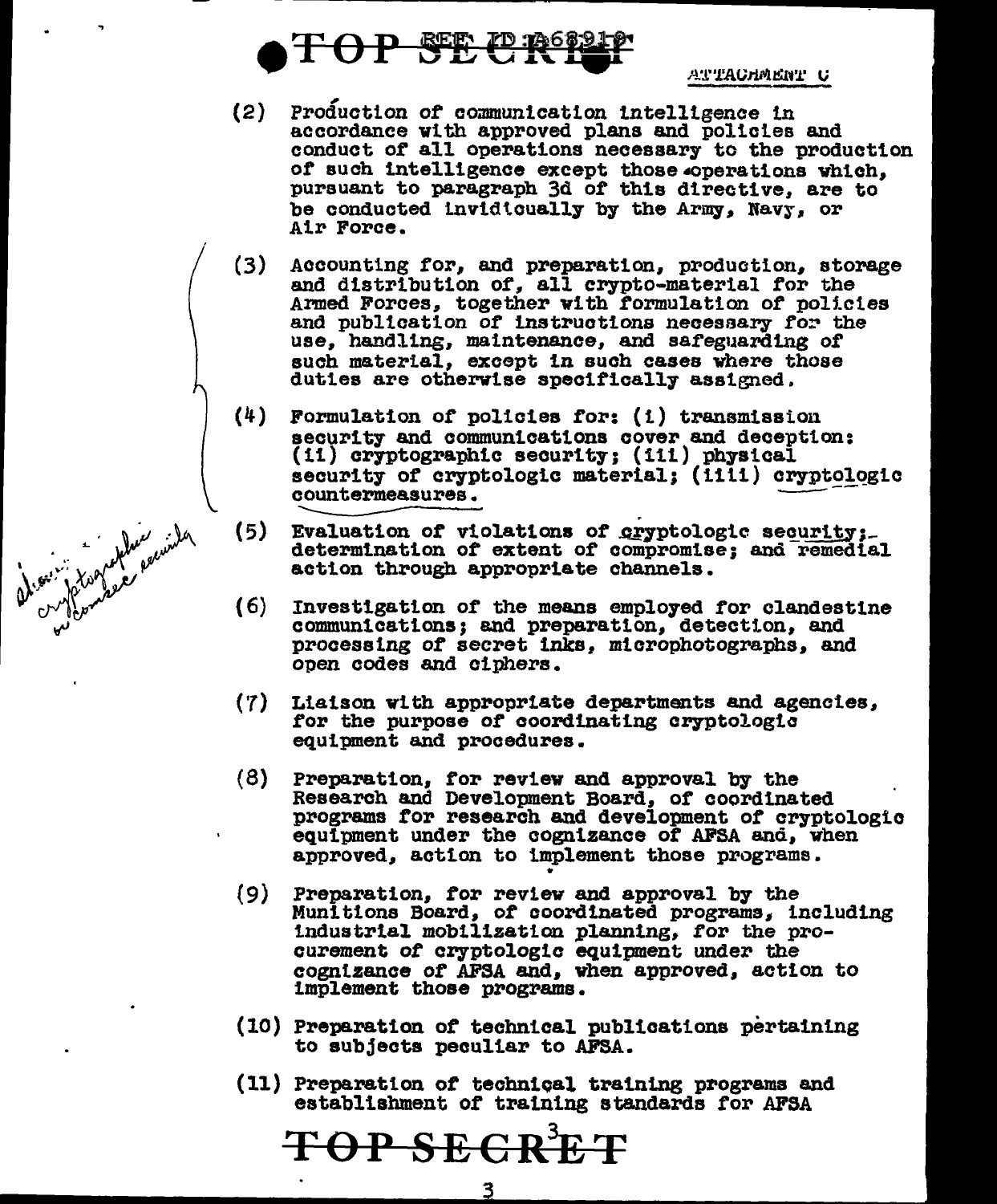ATTACHMENT C

(2) Production of communication intelligence in accordance with approved plans and policies and conduct of all operations necessary to the production of such intelligence except those operations which, pursuant to paragraph 3d of this directive, are to be conducted invidicually by the Army, Navy, or Air Force.

(3) Accounting for, and preparation, production, storage and distribution of, all crypto-material for the Armed Forces, together with formulation of policies and publication of instructions necessary for the use, handling, maintenance, and safeguarding of such material, except in such cases where those duties are otherwise specifically assigned.

(4) Formulation of policies for: (i) transmission security and communications cover and deception: (ii) cryptographic security; (iii) physical security of cryptologic material; (iiii) cryptologic countermeasures.

(5) Evaluation of violations of cryptologic security; determination of extent of compromise; and remedial action through appropriate channels.

(6) Investigation of the means employed for clandestine communications; and preparation, detection, and processing of secret inks, microphotographs, and open codes and ciphers.

(7) Liaison with appropriate departments and agencies, for the purpose of coordinating cryptologic equipment and procedures.

(8) Preparation, for review and approval by the Research and Development Board, of coordinated programs for research and development of cryptologic equipment under the cognizance of AFSA and, when approved, action to implement those programs.

(9) Preparation, for review and approval by the Munitions Board, of coordinated programs, including industrial mobilization planning, for the procurement of cryptologic equipment under the cognizance of AFSA and, when approved, action to implement those programs.

(10) Preparation of technical publications pertaining to subjects peculiar to AFSA.

(11) Preparation of technical training programs and establishment of training standards for AFSA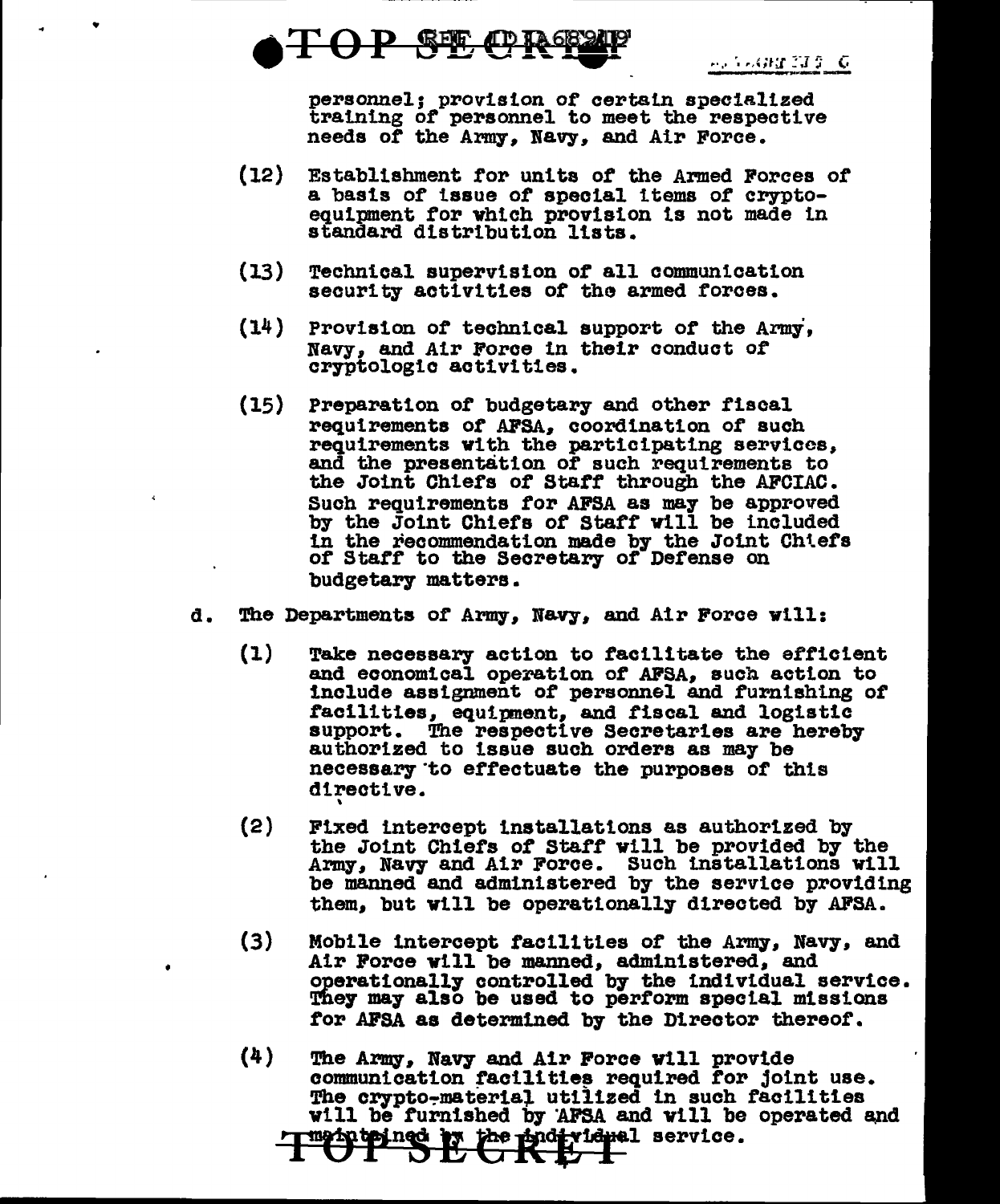personnel; provision of certain specialized training of personnel to meet the respective needs of the Army, Navy, and Air Force.

(12) Establishment for units of the Armed Forces of a basis of issue of special items of crypto-equipment for which provision is not made in standard distribution lists.

(13) Technical supervision of all communication security activities of the armed forces.

(14) Provision of technical support of the Army, Navy, and Air Force in their conduct of cryptologic activities.

(15) Preparation of budgetary and other fiscal requirements of AFSA, coordination of such requirements with the participating services, and the presentation of such requirements to the Joint Chiefs of Staff through the AFCIAC. Such requirements for AFSA as may be approved by the Joint Chiefs of Staff will be included in the recommendation made by the Joint Chiefs of Staff to the Secretary of Defense on budgetary matters.

d. The Departments of Army, Navy, and Air Force will:

(1) Take necessary action to facilitate the efficient and economical operation of AFSA, such action to include assignment of personnel and furnishing of facilities, equipment, and fiscal and logistic support. The respective Secretaries are hereby authorized to issue such orders as may be necessary to effectuate the purposes of this directive.

(2) Fixed intercept installations as authorized by the Joint Chiefs of Staff will be provided by the Army, Navy and Air Force. Such installations will be manned and administered by the service providing them, but will be operationally directed by AFSA.

(3) Mobile intercept facilities of the Army, Navy, and Air Force will be manned, administered, and operationally controlled by the individual service. They may also be used to perform special missions for AFSA as determined by the Director thereof.

(4) The Army, Navy and Air Force will provide communication facilities required for joint use. The crypto-material utilized in such facilities will be furnished by AFSA and will be operated and maintained by the individual service.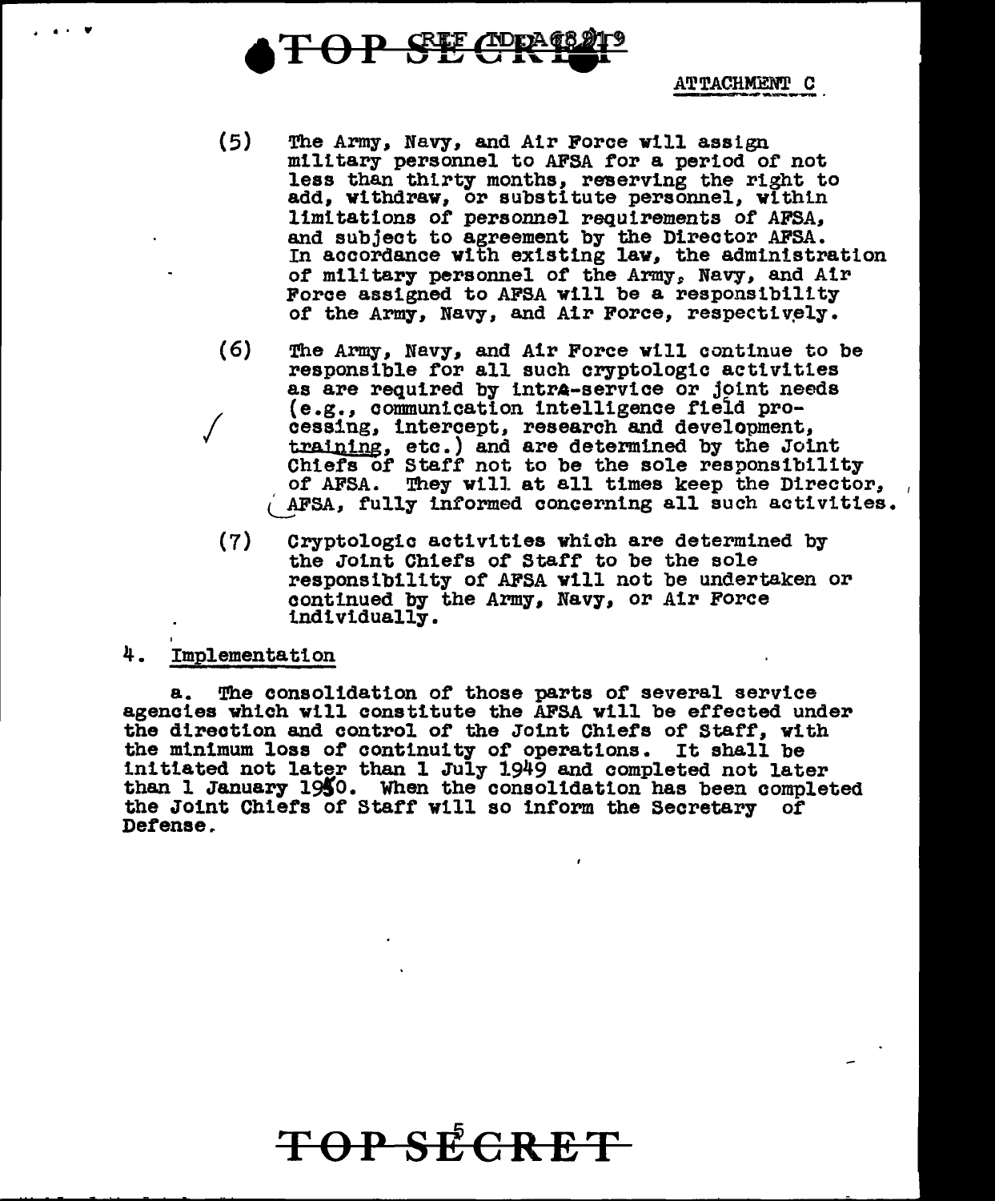ATTACHMENT C

(5) The Army, Navy, and Air Force will assign military personnel to AFSA for a period of not less than thirty months, reserving the right to add, withdraw, or substitute personnel, within limitations of personnel requirements of AFSA, and subject to agreement by the Director AFSA. In accordance with existing law, the administration of military personnel of the Army, Navy, and Air Force assigned to AFSA will be a responsibility of the Army, Navy, and Air Force, respectively.

(6) The Army, Navy, and Air Force will continue to be responsible for all such cryptologic activities as are required by intra-service or joint needs (e.g., communication intelligence field processing, intercept, research and development, training, etc.) and are determined by the Joint Chiefs of Staff not to be the sole responsibility of AFSA. They will at all times keep the Director, AFSA, fully informed concerning all such activities.

(7) Cryptologic activities which are determined by the Joint Chiefs of Staff to be the sole responsibility of AFSA will not be undertaken or continued by the Army, Navy, or Air Force individually.

4. Implementation

a. The consolidation of those parts of several service agencies which will constitute the AFSA will be effected under the direction and control of the Joint Chiefs of Staff, with the minimum loss of continuity of operations. It shall be initiated not later than 1 July 1949 and completed not later than 1 January 1950. When the consolidation has been completed the Joint Chiefs of Staff will so inform the Secretary of Defense.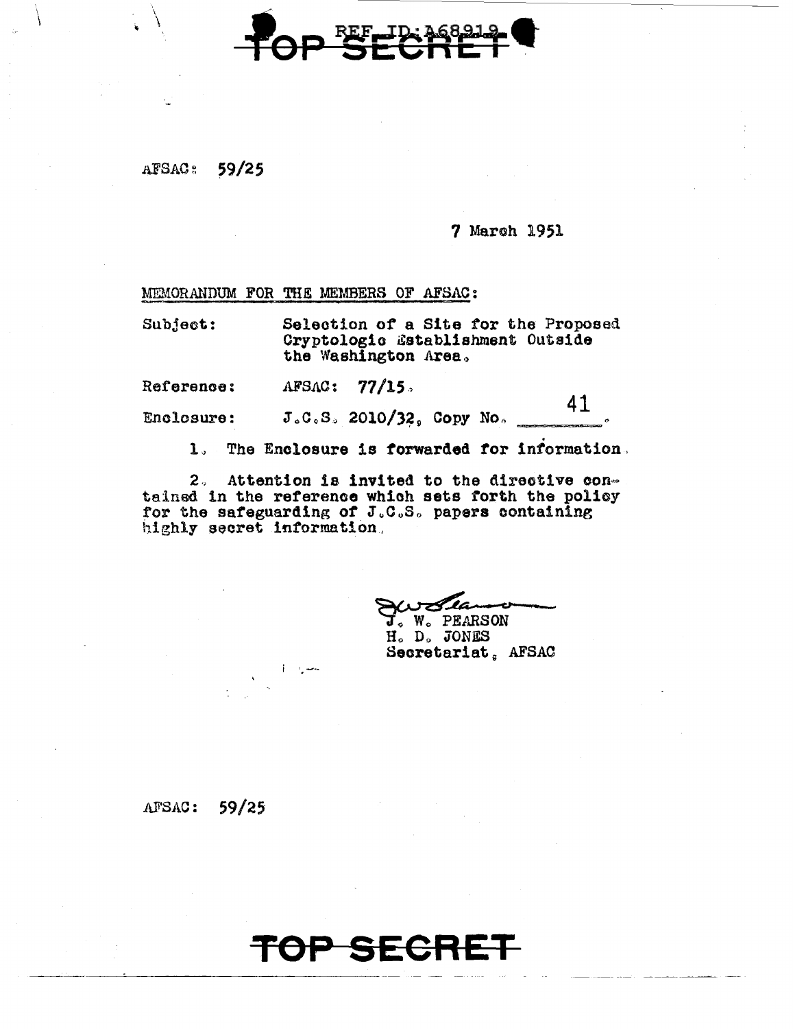TOP SECRET

REF ID:A68919

AFSAC: 59/25

7 March 1951

MEMORANDUM FOR THE MEMBERS OF AFSAC:

| | |
|---|---|
| Subject: | Selection of a Site for the Proposed Cryptologic Establishment Outside the Washington Area. |
| Reference: | AFSAC: 77/15. |
| Enclosure: | J.C.S. 2010/32, Copy No. 41. |

1. The Enclosure is forwarded for information.

2. Attention is invited to the directive contained in the reference which sets forth the policy for the safeguarding of J.C.S. papers containing highly secret information.

J. W. PEARSON
H. D. JONES
Secretariat, AFSAC

AFSAC: 59/25

TOP SECRET